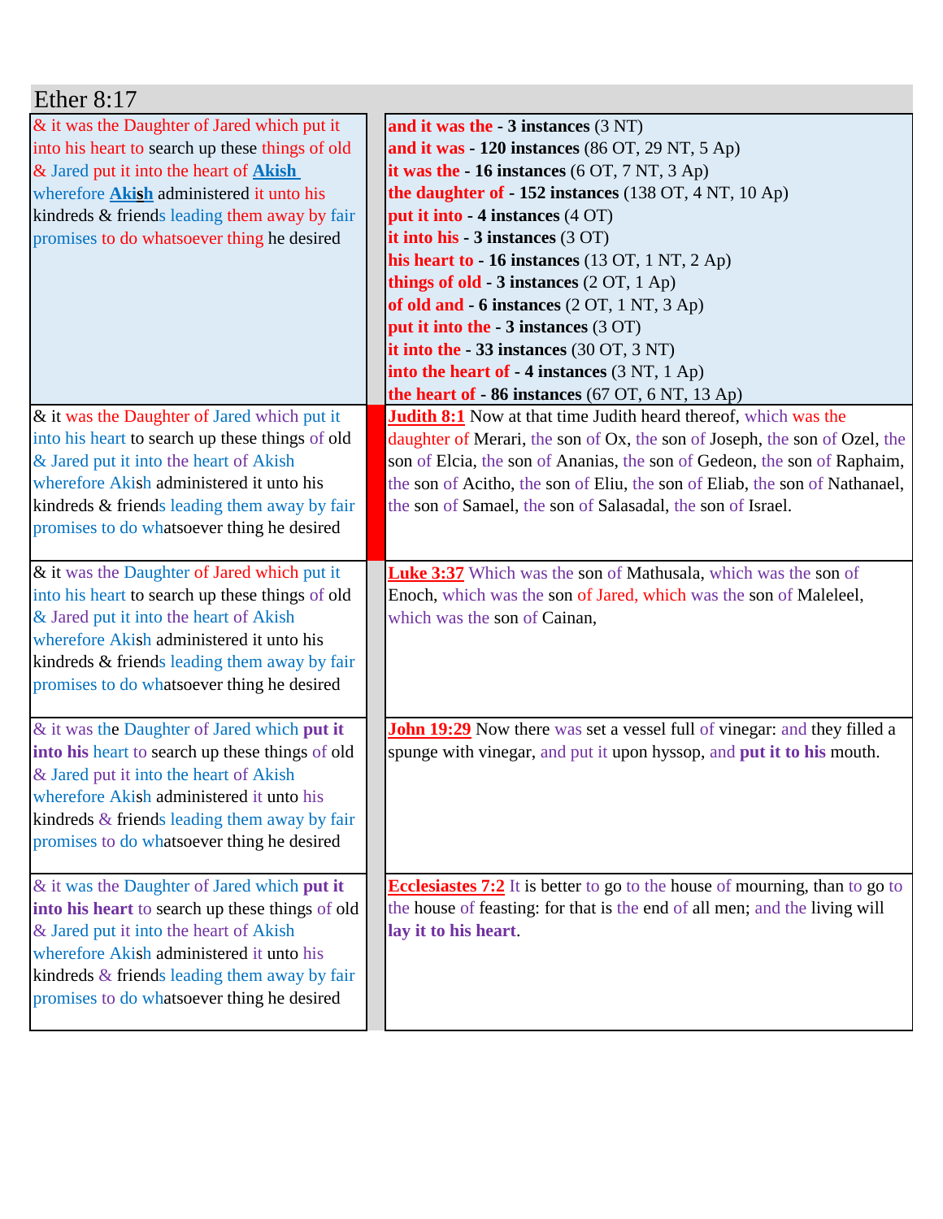# Ether 8:17

| & it was the Daughter of Jared which put it into his heart to search up these things of old & Jared put it into the heart of Akish wherefore Akish administered it unto his kindreds & friends leading them away by fair promises to do whatsoever thing he desired | **and it was the - 3 instances** (3 NT)<br>**and it was - 120 instances** (86 OT, 29 NT, 5 Ap)<br>**it was the - 16 instances** (6 OT, 7 NT, 3 Ap)<br>**the daughter of - 152 instances** (138 OT, 4 NT, 10 Ap)<br>**put it into - 4 instances** (4 OT)<br>**it into his - 3 instances** (3 OT)<br>**his heart to - 16 instances** (13 OT, 1 NT, 2 Ap)<br>**things of old - 3 instances** (2 OT, 1 Ap)<br>**of old and - 6 instances** (2 OT, 1 NT, 3 Ap)<br>**put it into the - 3 instances** (3 OT)<br>**it into the - 33 instances** (30 OT, 3 NT)<br>**into the heart of - 4 instances** (3 NT, 1 Ap)<br>**the heart of - 86 instances** (67 OT, 6 NT, 13 Ap) |
|---|---|
| & it was the Daughter of Jared which put it into his heart to search up these things of old & Jared put it into the heart of Akish wherefore Akish administered it unto his kindreds & friends leading them away by fair promises to do whatsoever thing he desired | **Judith 8:1** Now at that time Judith heard thereof, which was the daughter of Merari, the son of Ox, the son of Joseph, the son of Ozel, the son of Elcia, the son of Ananias, the son of Gedeon, the son of Raphaim, the son of Acitho, the son of Eliu, the son of Eliab, the son of Nathanael, the son of Samael, the son of Salasadal, the son of Israel. |
| & it was the Daughter of Jared which put it into his heart to search up these things of old & Jared put it into the heart of Akish wherefore Akish administered it unto his kindreds & friends leading them away by fair promises to do whatsoever thing he desired | **Luke 3:37** Which was the son of Mathusala, which was the son of Enoch, which was the son of Jared, which was the son of Maleleel, which was the son of Cainan, |
| & it was the Daughter of Jared which **put it into his** heart to search up these things of old & Jared put it into the heart of Akish wherefore Akish administered it unto his kindreds & friends leading them away by fair promises to do whatsoever thing he desired | **John 19:29** Now there was set a vessel full of vinegar: and they filled a spunge with vinegar, and put it upon hyssop, and **put it to his** mouth. |
| & it was the Daughter of Jared which **put it into his heart** to search up these things of old & Jared put it into the heart of Akish wherefore Akish administered it unto his kindreds & friends leading them away by fair promises to do whatsoever thing he desired | **Ecclesiastes 7:2** It is better to go to the house of mourning, than to go to the house of feasting: for that is the end of all men; and the living will **lay it to his heart**. |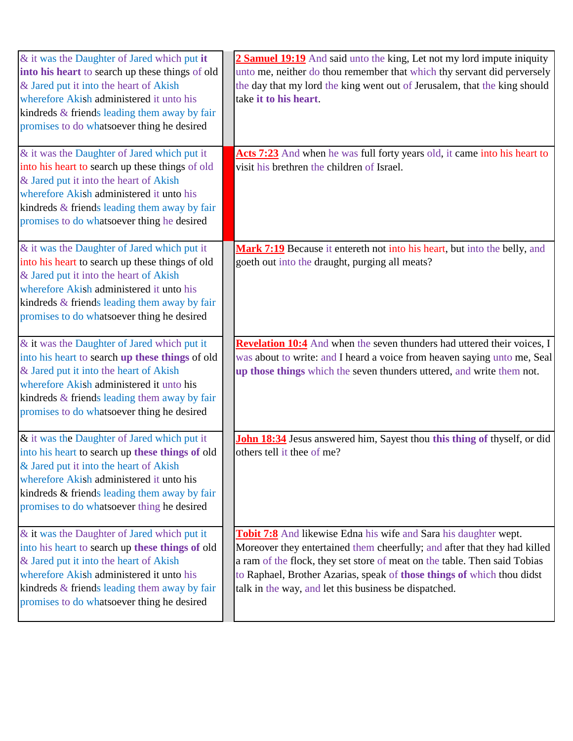| | | |
|---|---|---|
| & it was the Daughter of Jared which put **it into his heart** to search up these things of old & Jared put it into the heart of Akish wherefore Akish administered it unto his kindreds & friends leading them away by fair promises to do whatsoever thing he desired | | **2 Samuel 19:19** And said unto the king, Let not my lord impute iniquity unto me, neither do thou remember that which thy servant did perversely the day that my lord the king went out of Jerusalem, that the king should take **it to his heart**. |
| & it was the Daughter of Jared which put it into his heart to search up these things of old & Jared put it into the heart of Akish wherefore Akish administered it unto his kindreds & friends leading them away by fair promises to do whatsoever thing he desired | | **Acts 7:23** And when he was full forty years old, it came into his heart to visit his brethren the children of Israel. |
| & it was the Daughter of Jared which put it into his heart to search up these things of old & Jared put it into the heart of Akish wherefore Akish administered it unto his kindreds & friends leading them away by fair promises to do whatsoever thing he desired | | **Mark 7:19** Because it entereth not into his heart, but into the belly, and goeth out into the draught, purging all meats? |
| & it was the Daughter of Jared which put it into his heart to search **up these things** of old & Jared put it into the heart of Akish wherefore Akish administered it unto his kindreds & friends leading them away by fair promises to do whatsoever thing he desired | | **Revelation 10:4** And when the seven thunders had uttered their voices, I was about to write: and I heard a voice from heaven saying unto me, Seal **up those things** which the seven thunders uttered, and write them not. |
| & it was the Daughter of Jared which put it into his heart to search up **these things of** old & Jared put it into the heart of Akish wherefore Akish administered it unto his kindreds & friends leading them away by fair promises to do whatsoever thing he desired | | **John 18:34** Jesus answered him, Sayest thou **this thing of** thyself, or did others tell it thee of me? |
| & it was the Daughter of Jared which put it into his heart to search up **these things of** old & Jared put it into the heart of Akish wherefore Akish administered it unto his kindreds & friends leading them away by fair promises to do whatsoever thing he desired | | **Tobit 7:8** And likewise Edna his wife and Sara his daughter wept. Moreover they entertained them cheerfully; and after that they had killed a ram of the flock, they set store of meat on the table. Then said Tobias to Raphael, Brother Azarias, speak of **those things of** which thou didst talk in the way, and let this business be dispatched. |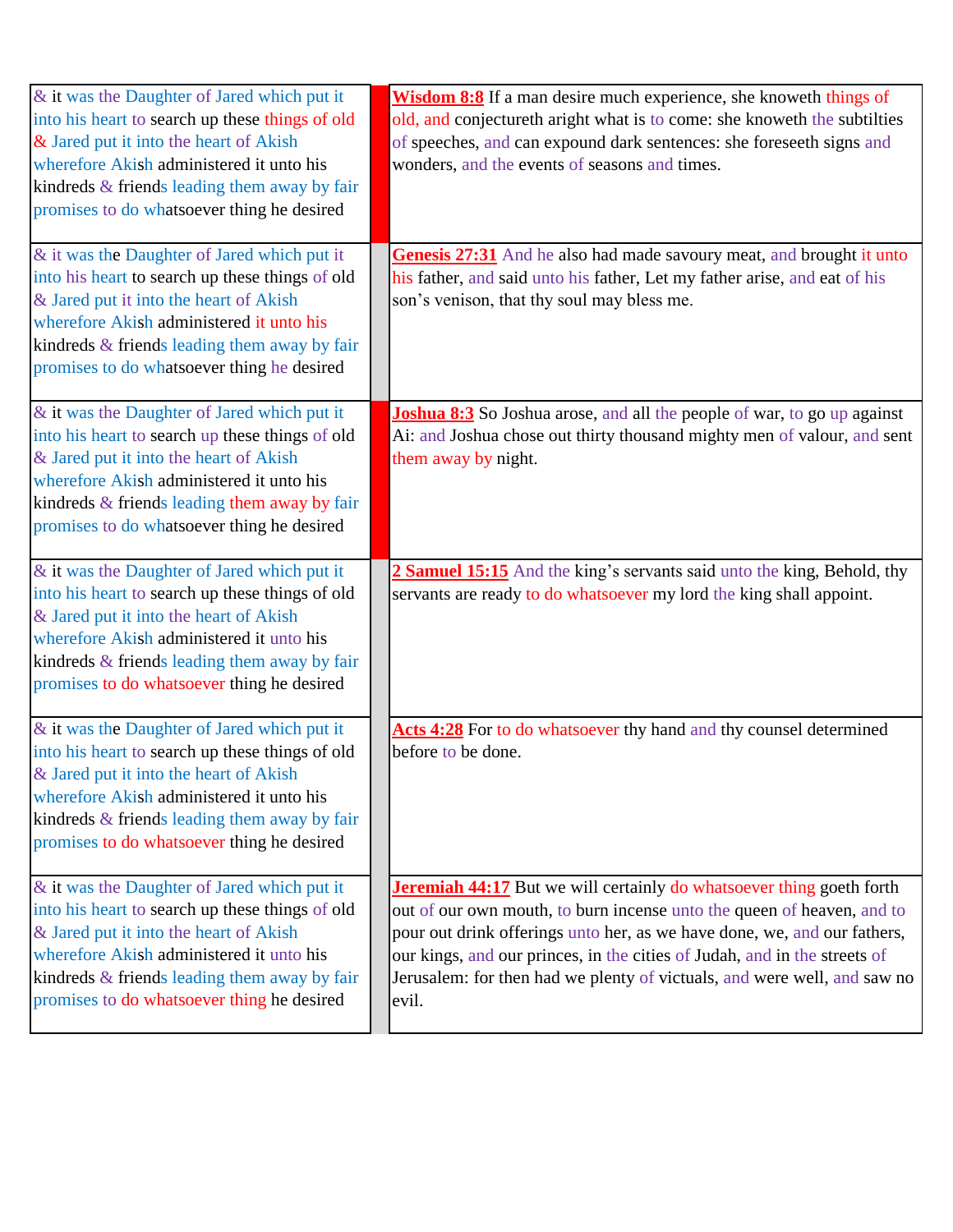| | | |
|---|---|---|
| & it was the Daughter of Jared which put it into his heart to search up these things of old & Jared put it into the heart of Akish wherefore Akish administered it unto his kindreds & friends leading them away by fair promises to do whatsoever thing he desired | | **Wisdom 8:8** If a man desire much experience, she knoweth things of old, and conjectureth aright what is to come: she knoweth the subtilties of speeches, and can expound dark sentences: she foreseeth signs and wonders, and the events of seasons and times. |
| & it was the Daughter of Jared which put it into his heart to search up these things of old & Jared put it into the heart of Akish wherefore Akish administered it unto his kindreds & friends leading them away by fair promises to do whatsoever thing he desired | | **Genesis 27:31** And he also had made savoury meat, and brought it unto his father, and said unto his father, Let my father arise, and eat of his son's venison, that thy soul may bless me. |
| & it was the Daughter of Jared which put it into his heart to search up these things of old & Jared put it into the heart of Akish wherefore Akish administered it unto his kindreds & friends leading them away by fair promises to do whatsoever thing he desired | | **Joshua 8:3** So Joshua arose, and all the people of war, to go up against Ai: and Joshua chose out thirty thousand mighty men of valour, and sent them away by night. |
| & it was the Daughter of Jared which put it into his heart to search up these things of old & Jared put it into the heart of Akish wherefore Akish administered it unto his kindreds & friends leading them away by fair promises to do whatsoever thing he desired | | **2 Samuel 15:15** And the king's servants said unto the king, Behold, thy servants are ready to do whatsoever my lord the king shall appoint. |
| & it was the Daughter of Jared which put it into his heart to search up these things of old & Jared put it into the heart of Akish wherefore Akish administered it unto his kindreds & friends leading them away by fair promises to do whatsoever thing he desired | | **Acts 4:28** For to do whatsoever thy hand and thy counsel determined before to be done. |
| & it was the Daughter of Jared which put it into his heart to search up these things of old & Jared put it into the heart of Akish wherefore Akish administered it unto his kindreds & friends leading them away by fair promises to do whatsoever thing he desired | | **Jeremiah 44:17** But we will certainly do whatsoever thing goeth forth out of our own mouth, to burn incense unto the queen of heaven, and to pour out drink offerings unto her, as we have done, we, and our fathers, our kings, and our princes, in the cities of Judah, and in the streets of Jerusalem: for then had we plenty of victuals, and were well, and saw no evil. |